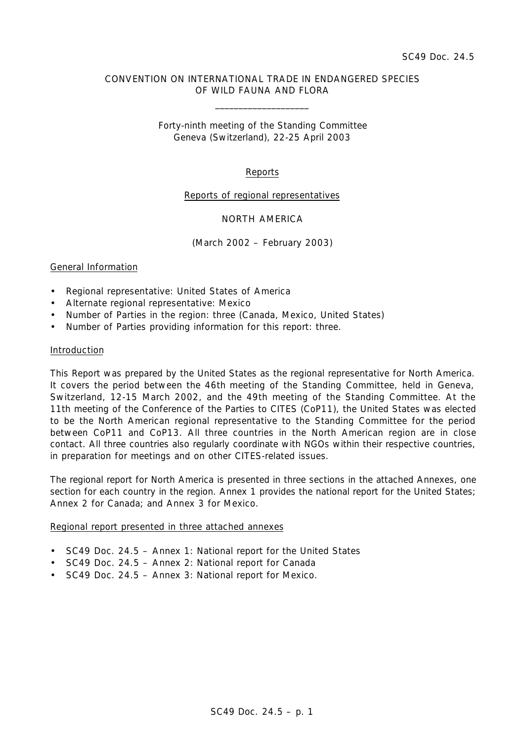SC49 Doc. 24.5

CONVENTION ON INTERNATIONAL TRADE IN ENDANGERED SPECIES
OF WILD FAUNA AND FLORA

\_\_\_\_\_\_\_\_\_\_\_\_\_\_\_\_\_\_\_\_

Forty-ninth meeting of the Standing Committee
Geneva (Switzerland), 22-25 April 2003

Reports

Reports of regional representatives

NORTH AMERICA

(March 2002 – February 2003)

## General Information

- Regional representative: United States of America
- Alternate regional representative: Mexico
- Number of Parties in the region: three (Canada, Mexico, United States)
- Number of Parties providing information for this report: three.

## Introduction

This Report was prepared by the United States as the regional representative for North America. It covers the period between the 46th meeting of the Standing Committee, held in Geneva, Switzerland, 12-15 March 2002, and the 49th meeting of the Standing Committee. At the 11th meeting of the Conference of the Parties to CITES (CoP11), the United States was elected to be the North American regional representative to the Standing Committee for the period between CoP11 and CoP13. All three countries in the North American region are in close contact. All three countries also regularly coordinate with NGOs within their respective countries, in preparation for meetings and on other CITES-related issues.

The regional report for North America is presented in three sections in the attached Annexes, one section for each country in the region. Annex 1 provides the national report for the United States; Annex 2 for Canada; and Annex 3 for Mexico.

## Regional report presented in three attached annexes

- SC49 Doc. 24.5 – Annex 1: National report for the United States
- SC49 Doc. 24.5 – Annex 2: National report for Canada
- SC49 Doc. 24.5 – Annex 3: National report for Mexico.